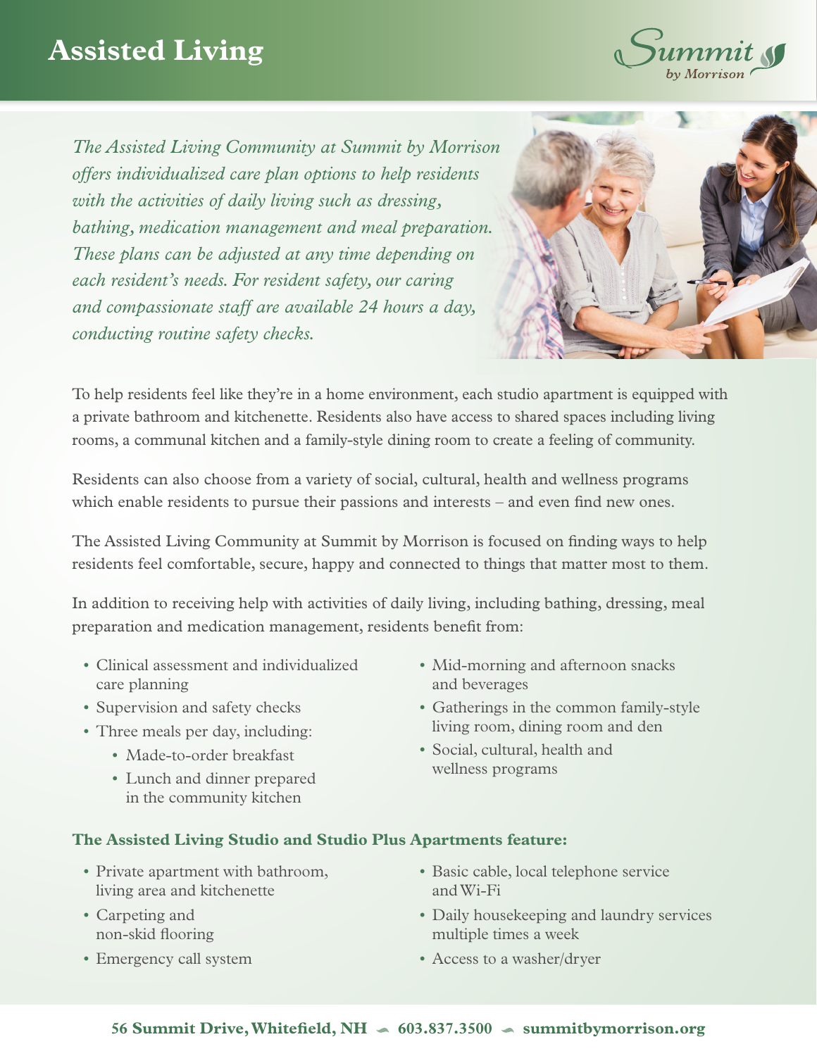# Assisted Living

Summit by Morrison

*The Assisted Living Community at Summit by Morrison offers individualized care plan options to help residents with the activities of daily living such as dressing, bathing, medication management and meal preparation. These plans can be adjusted at any time depending on each resident's needs. For resident safety, our caring and compassionate staff are available 24 hours a day, conducting routine safety checks.*

To help residents feel like they're in a home environment, each studio apartment is equipped with a private bathroom and kitchenette. Residents also have access to shared spaces including living rooms, a communal kitchen and a family-style dining room to create a feeling of community.

Residents can also choose from a variety of social, cultural, health and wellness programs which enable residents to pursue their passions and interests – and even find new ones.

The Assisted Living Community at Summit by Morrison is focused on finding ways to help residents feel comfortable, secure, happy and connected to things that matter most to them.

In addition to receiving help with activities of daily living, including bathing, dressing, meal preparation and medication management, residents benefit from:

- Clinical assessment and individualized care planning
- Supervision and safety checks
- Three meals per day, including:
  - Made-to-order breakfast
  - Lunch and dinner prepared in the community kitchen
- Mid-morning and afternoon snacks and beverages
- Gatherings in the common family-style living room, dining room and den
- Social, cultural, health and wellness programs

**The Assisted Living Studio and Studio Plus Apartments feature:**

- Private apartment with bathroom, living area and kitchenette
- Carpeting and non-skid flooring
- Emergency call system
- Basic cable, local telephone service and Wi-Fi
- Daily housekeeping and laundry services multiple times a week
- Access to a washer/dryer

**56 Summit Drive, Whitefield, NH • 603.837.3500 • summitbymorrison.org**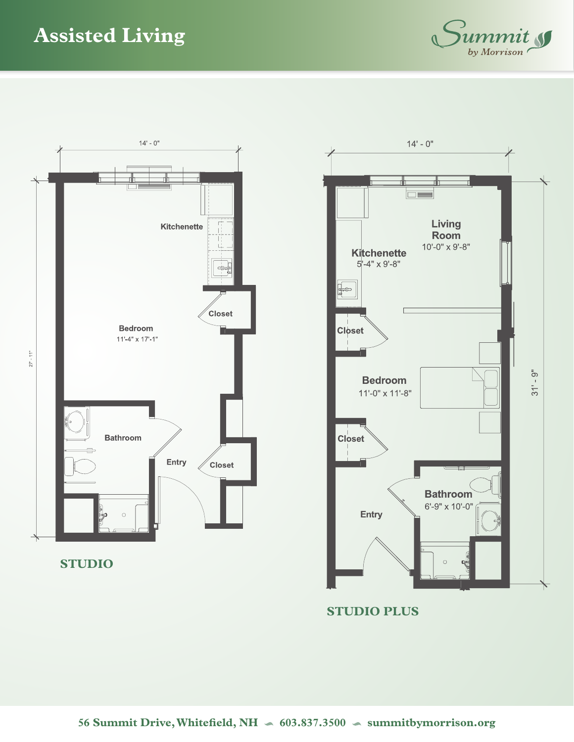# Assisted Living

Summit by Morrison

14' - 0"

27' - 11"

Kitchenette

Closet

Bedroom
11'-4" x 17'-1"

Bathroom

Entry

Closet

**STUDIO**

14' - 0"

31' - 9"

Living Room
10'-0" x 9'-8"

Kitchenette
5'-4" x 9'-8"

Closet

Bedroom
11'-0" x 11'-8"

Closet

Bathroom
6'-9" x 10'-0"

Entry

**STUDIO PLUS**

56 Summit Drive, Whitefield, NH · 603.837.3500 · summitbymorrison.org